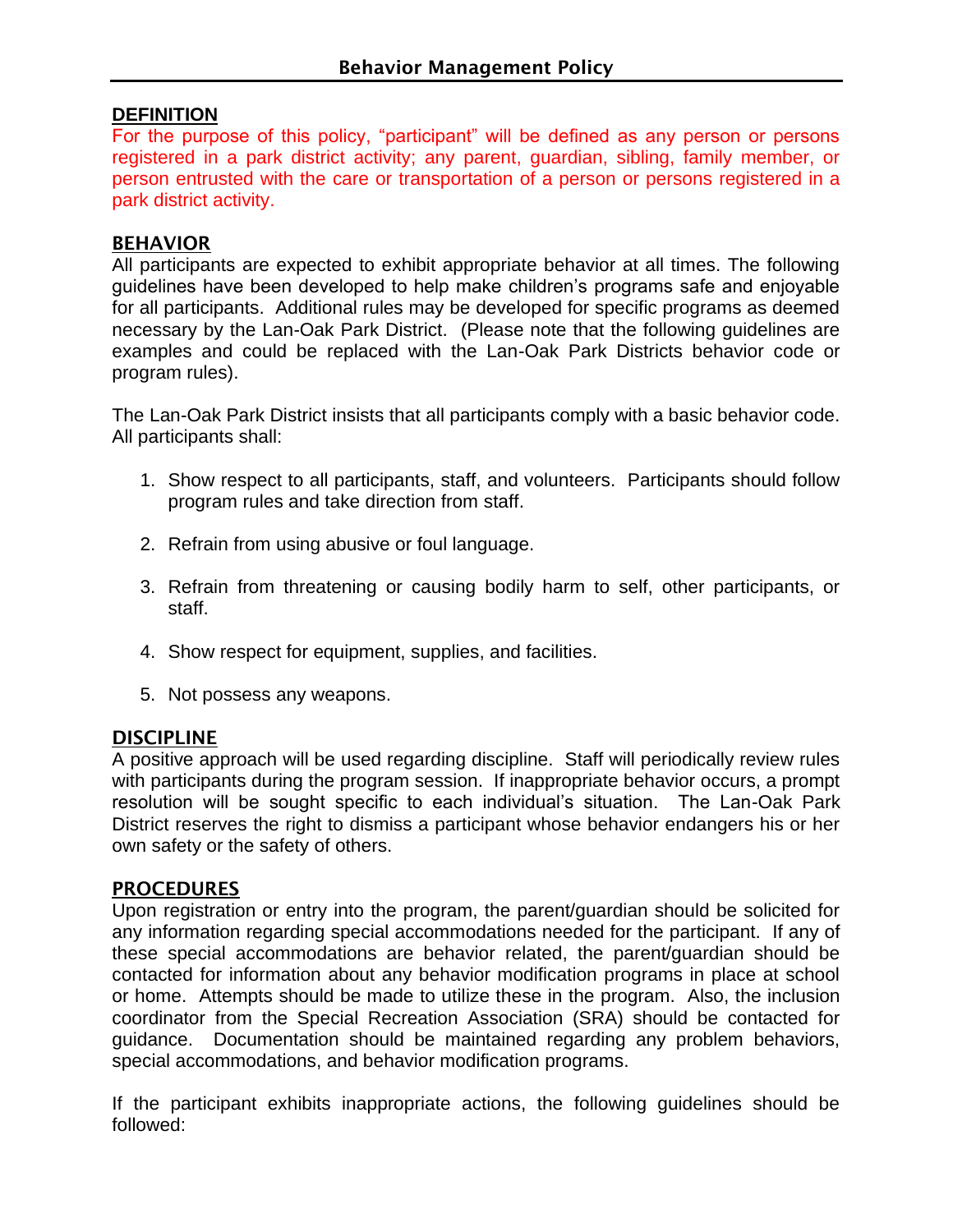# Behavior Management Policy

## DEFINITION

For the purpose of this policy, "participant" will be defined as any person or persons registered in a park district activity; any parent, guardian, sibling, family member, or person entrusted with the care or transportation of a person or persons registered in a park district activity.

## BEHAVIOR

All participants are expected to exhibit appropriate behavior at all times. The following guidelines have been developed to help make children's programs safe and enjoyable for all participants. Additional rules may be developed for specific programs as deemed necessary by the Lan-Oak Park District. (Please note that the following guidelines are examples and could be replaced with the Lan-Oak Park Districts behavior code or program rules).

The Lan-Oak Park District insists that all participants comply with a basic behavior code. All participants shall:

1. Show respect to all participants, staff, and volunteers. Participants should follow program rules and take direction from staff.
2. Refrain from using abusive or foul language.
3. Refrain from threatening or causing bodily harm to self, other participants, or staff.
4. Show respect for equipment, supplies, and facilities.
5. Not possess any weapons.

## DISCIPLINE

A positive approach will be used regarding discipline. Staff will periodically review rules with participants during the program session. If inappropriate behavior occurs, a prompt resolution will be sought specific to each individual's situation. The Lan-Oak Park District reserves the right to dismiss a participant whose behavior endangers his or her own safety or the safety of others.

## PROCEDURES

Upon registration or entry into the program, the parent/guardian should be solicited for any information regarding special accommodations needed for the participant. If any of these special accommodations are behavior related, the parent/guardian should be contacted for information about any behavior modification programs in place at school or home. Attempts should be made to utilize these in the program. Also, the inclusion coordinator from the Special Recreation Association (SRA) should be contacted for guidance. Documentation should be maintained regarding any problem behaviors, special accommodations, and behavior modification programs.

If the participant exhibits inappropriate actions, the following guidelines should be followed: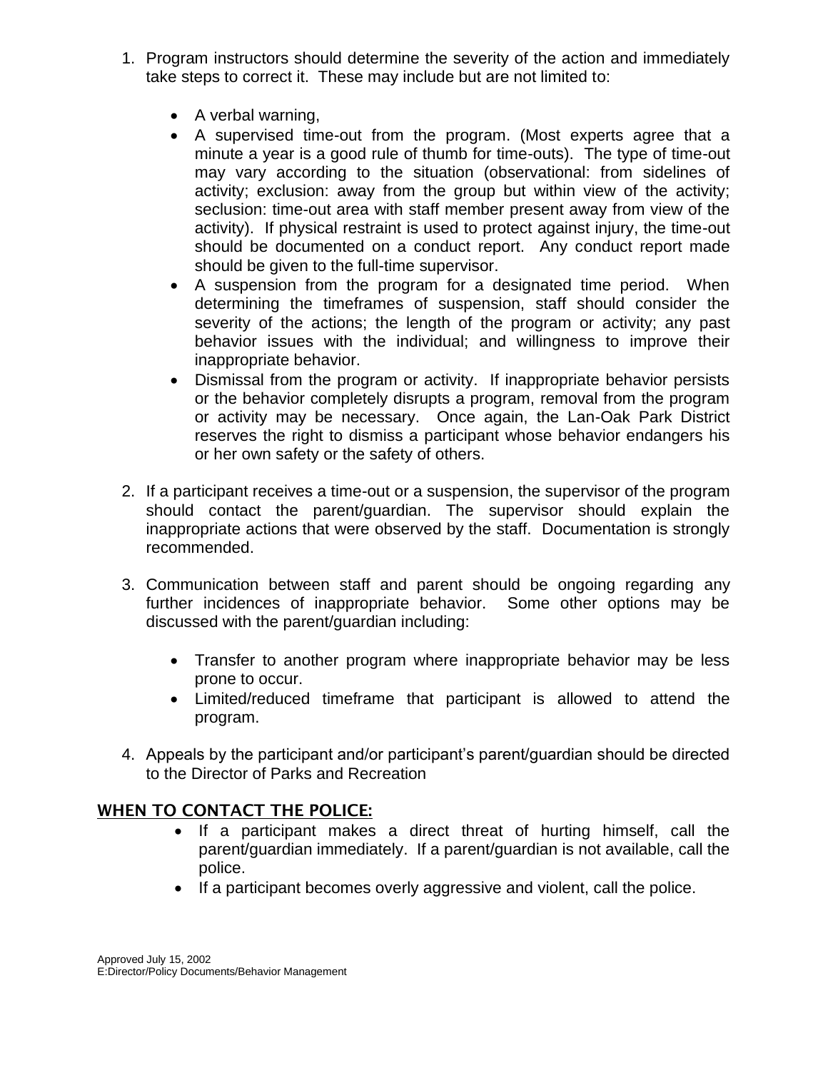1. Program instructors should determine the severity of the action and immediately take steps to correct it. These may include but are not limited to:
   - A verbal warning,
   - A supervised time-out from the program. (Most experts agree that a minute a year is a good rule of thumb for time-outs). The type of time-out may vary according to the situation (observational: from sidelines of activity; exclusion: away from the group but within view of the activity; seclusion: time-out area with staff member present away from view of the activity). If physical restraint is used to protect against injury, the time-out should be documented on a conduct report. Any conduct report made should be given to the full-time supervisor.
   - A suspension from the program for a designated time period. When determining the timeframes of suspension, staff should consider the severity of the actions; the length of the program or activity; any past behavior issues with the individual; and willingness to improve their inappropriate behavior.
   - Dismissal from the program or activity. If inappropriate behavior persists or the behavior completely disrupts a program, removal from the program or activity may be necessary. Once again, the Lan-Oak Park District reserves the right to dismiss a participant whose behavior endangers his or her own safety or the safety of others.

2. If a participant receives a time-out or a suspension, the supervisor of the program should contact the parent/guardian. The supervisor should explain the inappropriate actions that were observed by the staff. Documentation is strongly recommended.

3. Communication between staff and parent should be ongoing regarding any further incidences of inappropriate behavior. Some other options may be discussed with the parent/guardian including:
   - Transfer to another program where inappropriate behavior may be less prone to occur.
   - Limited/reduced timeframe that participant is allowed to attend the program.

4. Appeals by the participant and/or participant's parent/guardian should be directed to the Director of Parks and Recreation

## WHEN TO CONTACT THE POLICE:

- If a participant makes a direct threat of hurting himself, call the parent/guardian immediately. If a parent/guardian is not available, call the police.
- If a participant becomes overly aggressive and violent, call the police.

Approved July 15, 2002
E:Director/Policy Documents/Behavior Management